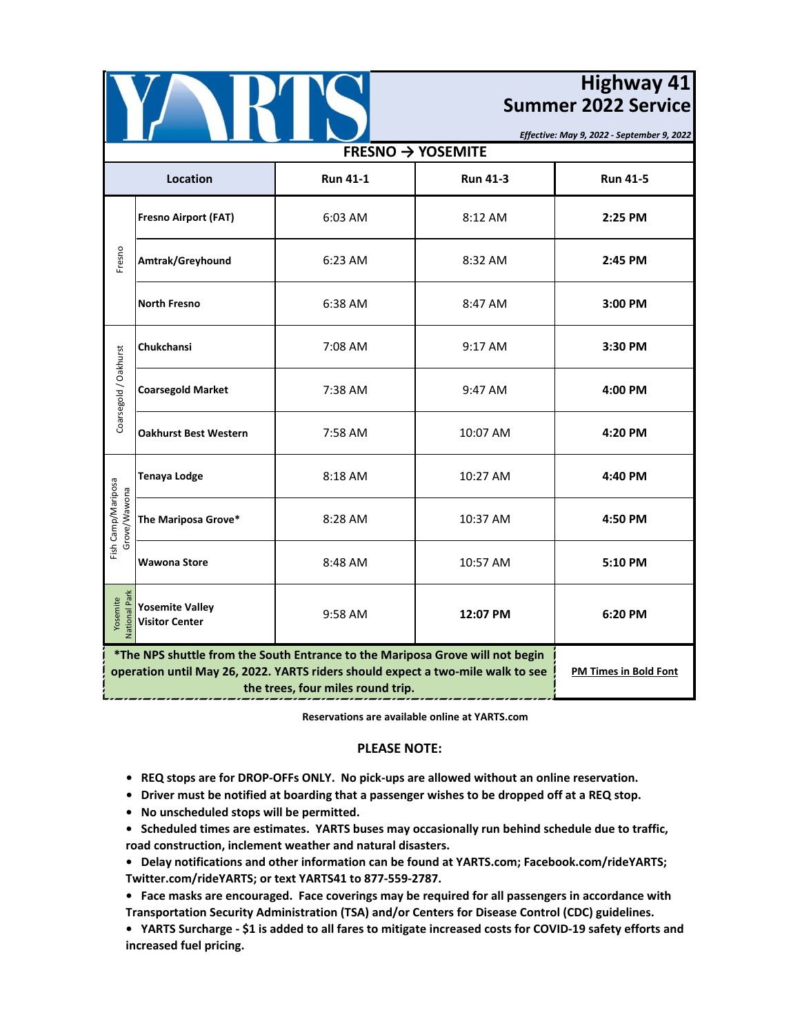# YARTS

## Highway 41 Summer 2022 Service

*Effective: May 9, 2022 - September 9, 2022*

### FRESNO → YOSEMITE

| Area | Location | Run 41-1 | Run 41-3 | Run 41-5 |
|---|---|---|---|---|
| Fresno | **Fresno Airport (FAT)** | 6:03 AM | 8:12 AM | **2:25 PM** |
| | **Amtrak/Greyhound** | 6:23 AM | 8:32 AM | **2:45 PM** |
| | **North Fresno** | 6:38 AM | 8:47 AM | **3:00 PM** |
| Coarsegold / Oakhurst | **Chukchansi** | 7:08 AM | 9:17 AM | **3:30 PM** |
| | **Coarsegold Market** | 7:38 AM | 9:47 AM | **4:00 PM** |
| | **Oakhurst Best Western** | 7:58 AM | 10:07 AM | **4:20 PM** |
| Fish Camp/Mariposa Grove/Wawona | **Tenaya Lodge** | 8:18 AM | 10:27 AM | **4:40 PM** |
| | **The Mariposa Grove*** | 8:28 AM | 10:37 AM | **4:50 PM** |
| | **Wawona Store** | 8:48 AM | 10:57 AM | **5:10 PM** |
| Yosemite National Park | **Yosemite Valley Visitor Center** | 9:58 AM | **12:07 PM** | **6:20 PM** |

**\*The NPS shuttle from the South Entrance to the Mariposa Grove will not begin operation until May 26, 2022. YARTS riders should expect a two-mile walk to see the trees, four miles round trip.**

**PM Times in Bold Font**

**Reservations are available online at YARTS.com**

**PLEASE NOTE:**

- **REQ stops are for DROP-OFFs ONLY. No pick-ups are allowed without an online reservation.**
- **Driver must be notified at boarding that a passenger wishes to be dropped off at a REQ stop.**
- **No unscheduled stops will be permitted.**
- **Scheduled times are estimates. YARTS buses may occasionally run behind schedule due to traffic, road construction, inclement weather and natural disasters.**
- **Delay notifications and other information can be found at YARTS.com; Facebook.com/rideYARTS; Twitter.com/rideYARTS; or text YARTS41 to 877-559-2787.**
- **Face masks are encouraged. Face coverings may be required for all passengers in accordance with Transportation Security Administration (TSA) and/or Centers for Disease Control (CDC) guidelines.**
- **YARTS Surcharge - $1 is added to all fares to mitigate increased costs for COVID-19 safety efforts and increased fuel pricing.**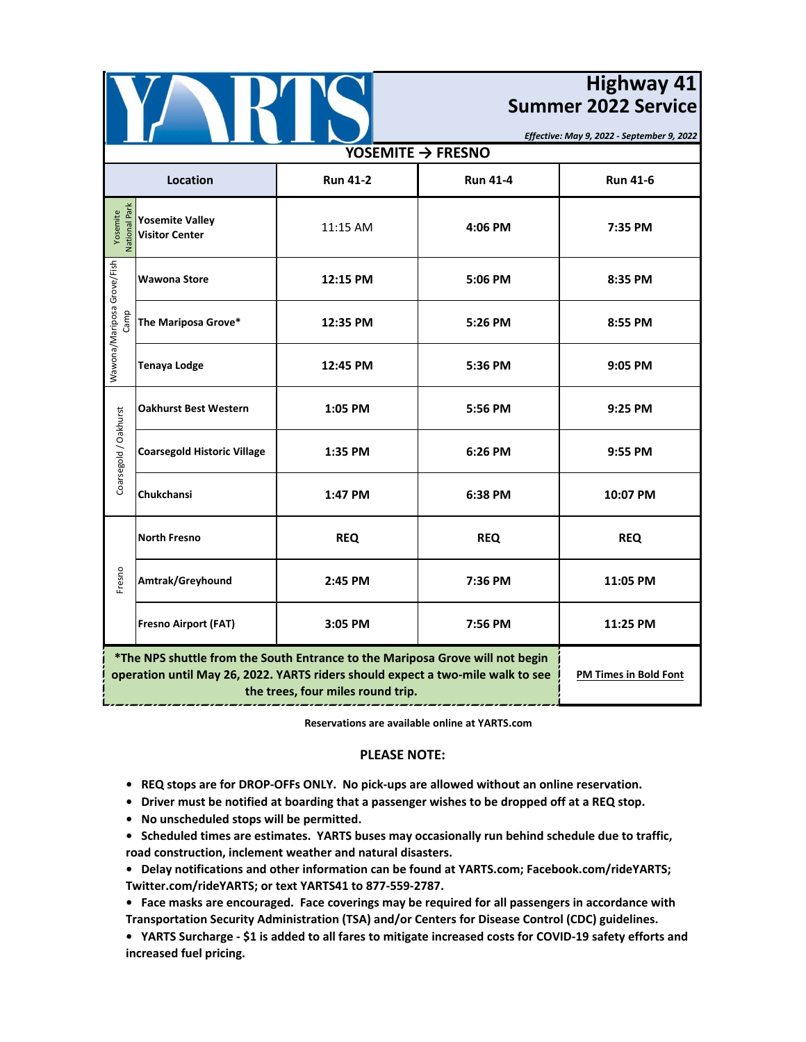# YARTS

## Highway 41 Summer 2022 Service

*Effective: May 9, 2022 - September 9, 2022*

### YOSEMITE → FRESNO

| | Location | Run 41-2 | Run 41-4 | Run 41-6 |
|---|---|---|---|---|
| Yosemite National Park | Yosemite Valley Visitor Center | 11:15 AM | **4:06 PM** | **7:35 PM** |
| Wawona/Mariposa Grove/Fish Camp | Wawona Store | **12:15 PM** | **5:06 PM** | **8:35 PM** |
| | The Mariposa Grove* | **12:35 PM** | **5:26 PM** | **8:55 PM** |
| | Tenaya Lodge | **12:45 PM** | **5:36 PM** | **9:05 PM** |
| Coarsegold / Oakhurst | Oakhurst Best Western | **1:05 PM** | **5:56 PM** | **9:25 PM** |
| | Coarsegold Historic Village | **1:35 PM** | **6:26 PM** | **9:55 PM** |
| | Chukchansi | **1:47 PM** | **6:38 PM** | **10:07 PM** |
| Fresno | North Fresno | **REQ** | **REQ** | **REQ** |
| | Amtrak/Greyhound | **2:45 PM** | **7:36 PM** | **11:05 PM** |
| | Fresno Airport (FAT) | **3:05 PM** | **7:56 PM** | **11:25 PM** |

***The NPS shuttle from the South Entrance to the Mariposa Grove will not begin operation until May 26, 2022. YARTS riders should expect a two-mile walk to see the trees, four miles round trip.**

**PM Times in Bold Font**

**Reservations are available online at YARTS.com**

### PLEASE NOTE:

- **REQ stops are for DROP-OFFs ONLY. No pick-ups are allowed without an online reservation.**
- **Driver must be notified at boarding that a passenger wishes to be dropped off at a REQ stop.**
- **No unscheduled stops will be permitted.**
- **Scheduled times are estimates. YARTS buses may occasionally run behind schedule due to traffic, road construction, inclement weather and natural disasters.**
- **Delay notifications and other information can be found at YARTS.com; Facebook.com/rideYARTS; Twitter.com/rideYARTS; or text YARTS41 to 877-559-2787.**
- **Face masks are encouraged. Face coverings may be required for all passengers in accordance with Transportation Security Administration (TSA) and/or Centers for Disease Control (CDC) guidelines.**
- **YARTS Surcharge - $1 is added to all fares to mitigate increased costs for COVID-19 safety efforts and increased fuel pricing.**